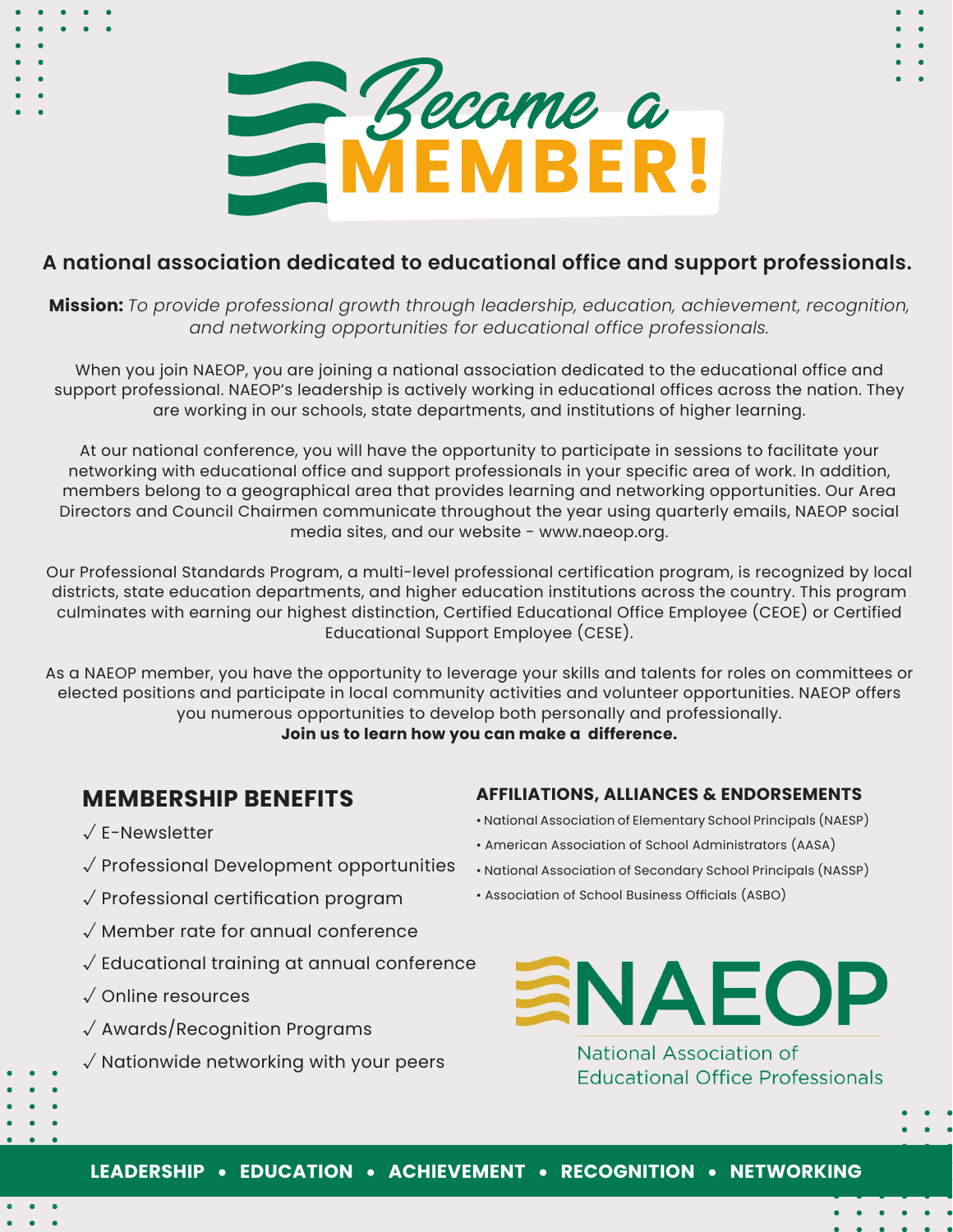# Become a MEMBER!

**A national association dedicated to educational office and support professionals.**

**Mission:** *To provide professional growth through leadership, education, achievement, recognition, and networking opportunities for educational office professionals.*

When you join NAEOP, you are joining a national association dedicated to the educational office and support professional. NAEOP's leadership is actively working in educational offices across the nation. They are working in our schools, state departments, and institutions of higher learning.

At our national conference, you will have the opportunity to participate in sessions to facilitate your networking with educational office and support professionals in your specific area of work. In addition, members belong to a geographical area that provides learning and networking opportunities. Our Area Directors and Council Chairmen communicate throughout the year using quarterly emails, NAEOP social media sites, and our website - www.naeop.org.

Our Professional Standards Program, a multi-level professional certification program, is recognized by local districts, state education departments, and higher education institutions across the country. This program culminates with earning our highest distinction, Certified Educational Office Employee (CEOE) or Certified Educational Support Employee (CESE).

As a NAEOP member, you have the opportunity to leverage your skills and talents for roles on committees or elected positions and participate in local community activities and volunteer opportunities. NAEOP offers you numerous opportunities to develop both personally and professionally.
**Join us to learn how you can make a difference.**

## MEMBERSHIP BENEFITS

- ✓ E-Newsletter
- ✓ Professional Development opportunities
- ✓ Professional certification program
- ✓ Member rate for annual conference
- ✓ Educational training at annual conference
- ✓ Online resources
- ✓ Awards/Recognition Programs
- ✓ Nationwide networking with your peers

### AFFILIATIONS, ALLIANCES & ENDORSEMENTS

- National Association of Elementary School Principals (NAESP)
- American Association of School Administrators (AASA)
- National Association of Secondary School Principals (NASSP)
- Association of School Business Officials (ASBO)

NAEOP
National Association of Educational Office Professionals

**LEADERSHIP • EDUCATION • ACHIEVEMENT • RECOGNITION • NETWORKING**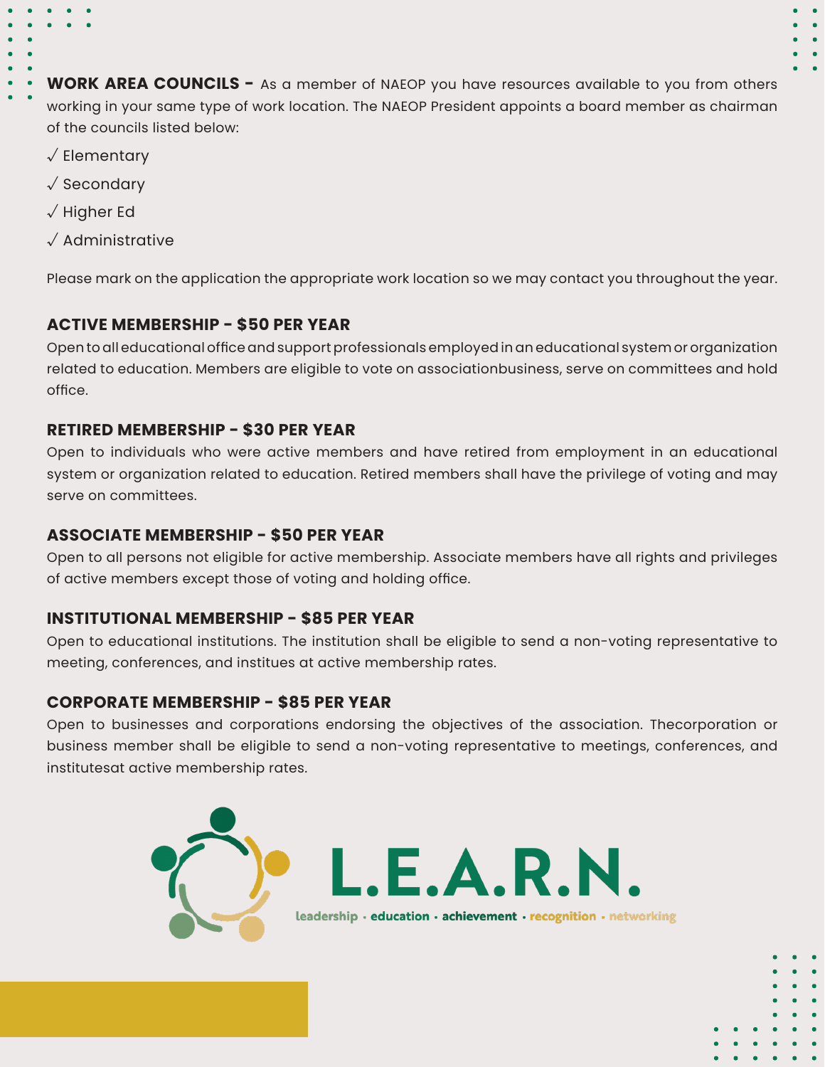**WORK AREA COUNCILS -** As a member of NAEOP you have resources available to you from others working in your same type of work location. The NAEOP President appoints a board member as chairman of the councils listed below:

✓ Elementary

✓ Secondary

✓ Higher Ed

✓ Administrative

Please mark on the application the appropriate work location so we may contact you throughout the year.

**ACTIVE MEMBERSHIP - $50 PER YEAR**

Open to all educational office and support professionals employed in an educational system or organization related to education. Members are eligible to vote on associationbusiness, serve on committees and hold office.

**RETIRED MEMBERSHIP - $30 PER YEAR**

Open to individuals who were active members and have retired from employment in an educational system or organization related to education. Retired members shall have the privilege of voting and may serve on committees.

**ASSOCIATE MEMBERSHIP - $50 PER YEAR**

Open to all persons not eligible for active membership. Associate members have all rights and privileges of active members except those of voting and holding office.

**INSTITUTIONAL MEMBERSHIP - $85 PER YEAR**

Open to educational institutions. The institution shall be eligible to send a non-voting representative to meeting, conferences, and institues at active membership rates.

**CORPORATE MEMBERSHIP - $85 PER YEAR**

Open to businesses and corporations endorsing the objectives of the association. Thecorporation or business member shall be eligible to send a non-voting representative to meetings, conferences, and institutesat active membership rates.

**L.E.A.R.N.**

leadership · education · achievement · recognition · networking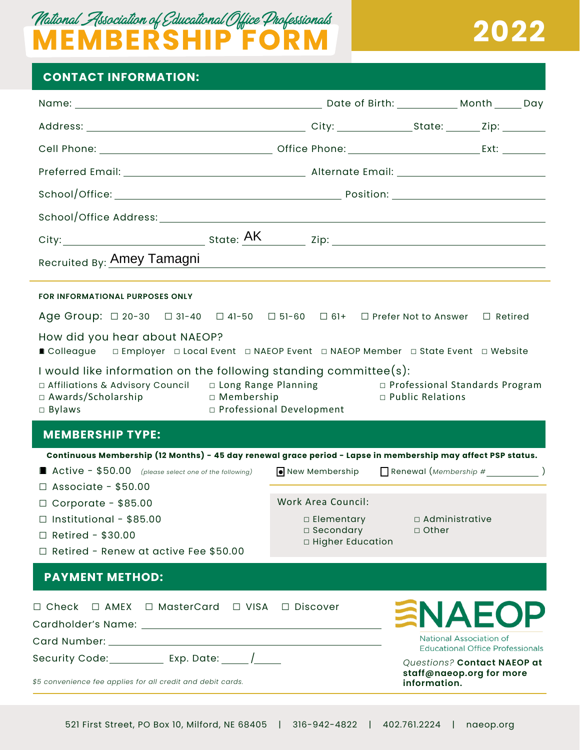*National Association of Educational Office Professionals*

# MEMBERSHIP FORM

# 2022

## CONTACT INFORMATION:

Name: ______________________ Date of Birth: ________ Month _____ Day

Address: ______________________ City: ____________ State: ______ Zip: ________

Cell Phone: ______________________ Office Phone: ______________________ Ext: ________

Preferred Email: ______________________ Alternate Email: ______________________

School/Office: ______________________ Position: ______________________

School/Office Address: ______________________

City: ______________________ State: AK Zip: ______________________

Recruited By: Amey Tamagni

**FOR INFORMATIONAL PURPOSES ONLY**

Age Group: ☐ 20-30 ☐ 31-40 ☐ 41-50 ☐ 51-60 ☐ 61+ ☐ Prefer Not to Answer ☐ Retired

How did you hear about NAEOP?

☒ Colleague ☐ Employer ☐ Local Event ☐ NAEOP Event ☐ NAEOP Member ☐ State Event ☐ Website

I would like information on the following standing committee(s):

☐ Affiliations & Advisory Council
☐ Awards/Scholarship
☐ Bylaws
☐ Long Range Planning
☐ Membership
☐ Professional Development
☐ Professional Standards Program
☐ Public Relations

## MEMBERSHIP TYPE:

**Continuous Membership (12 Months) - 45 day renewal grace period - Lapse in membership may affect PSP status.**

☒ Active - $50.00 *(please select one of the following)*
☐ Associate - $50.00
☐ Corporate - $85.00
☐ Institutional - $85.00
☐ Retired - $30.00
☐ Retired - Renew at active Fee $50.00

☒ New Membership ☐ Renewal (*Membership #* __________ )

Work Area Council:

☐ Elementary
☐ Secondary
☐ Higher Education
☐ Administrative
☐ Other

## PAYMENT METHOD:

☐ Check ☐ AMEX ☐ MasterCard ☐ VISA ☐ Discover

Cardholder's Name: ______________________

Card Number: ______________________

Security Code: ________ Exp. Date: _____/_____

*$5 convenience fee applies for all credit and debit cards.*

NAEOP
National Association of Educational Office Professionals

*Questions?* **Contact NAEOP at staff@naeop.org for more information.**

521 First Street, PO Box 10, Milford, NE 68405 | 316-942-4822 | 402.761.2224 | naeop.org